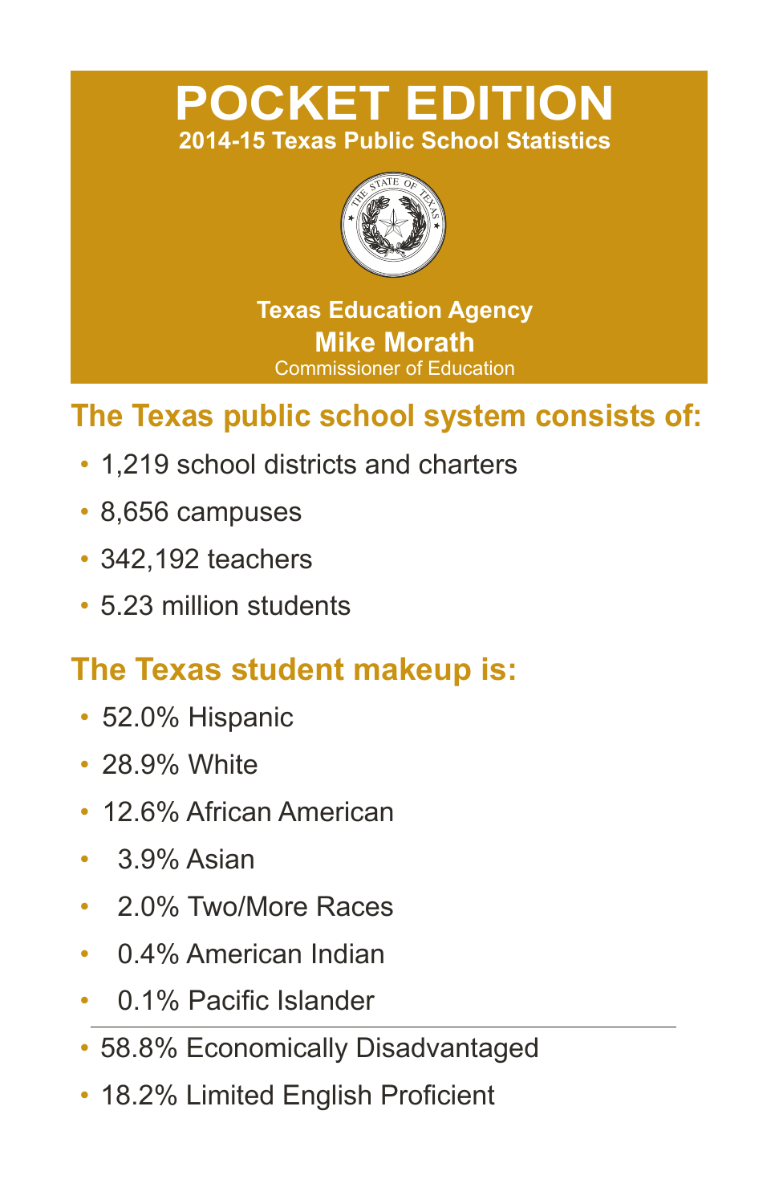# POCKET EDITION

**2014-15 Texas Public School Statistics**

**Texas Education Agency**

**Mike Morath**

Commissioner of Education

## The Texas public school system consists of:

- 1,219 school districts and charters
- 8,656 campuses
- 342,192 teachers
- 5.23 million students

## The Texas student makeup is:

- 52.0% Hispanic
- 28.9% White
- 12.6% African American
- 3.9% Asian
- 2.0% Two/More Races
- 0.4% American Indian
- 0.1% Pacific Islander

---

- 58.8% Economically Disadvantaged
- 18.2% Limited English Proficient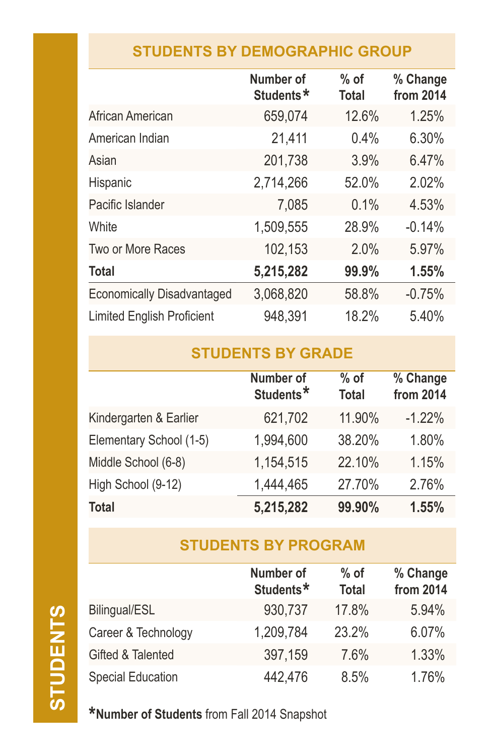# STUDENTS

## STUDENTS BY DEMOGRAPHIC GROUP

| | Number of Students* | % of Total | % Change from 2014 |
|---|---|---|---|
| African American | 659,074 | 12.6% | 1.25% |
| American Indian | 21,411 | 0.4% | 6.30% |
| Asian | 201,738 | 3.9% | 6.47% |
| Hispanic | 2,714,266 | 52.0% | 2.02% |
| Pacific Islander | 7,085 | 0.1% | 4.53% |
| White | 1,509,555 | 28.9% | -0.14% |
| Two or More Races | 102,153 | 2.0% | 5.97% |
| **Total** | **5,215,282** | **99.9%** | **1.55%** |
| Economically Disadvantaged | 3,068,820 | 58.8% | -0.75% |
| Limited English Proficient | 948,391 | 18.2% | 5.40% |

## STUDENTS BY GRADE

| | Number of Students* | % of Total | % Change from 2014 |
|---|---|---|---|
| Kindergarten & Earlier | 621,702 | 11.90% | -1.22% |
| Elementary School (1-5) | 1,994,600 | 38.20% | 1.80% |
| Middle School (6-8) | 1,154,515 | 22.10% | 1.15% |
| High School (9-12) | 1,444,465 | 27.70% | 2.76% |
| **Total** | **5,215,282** | **99.90%** | **1.55%** |

## STUDENTS BY PROGRAM

| | Number of Students* | % of Total | % Change from 2014 |
|---|---|---|---|
| Bilingual/ESL | 930,737 | 17.8% | 5.94% |
| Career & Technology | 1,209,784 | 23.2% | 6.07% |
| Gifted & Talented | 397,159 | 7.6% | 1.33% |
| Special Education | 442,476 | 8.5% | 1.76% |

***Number of Students** from Fall 2014 Snapshot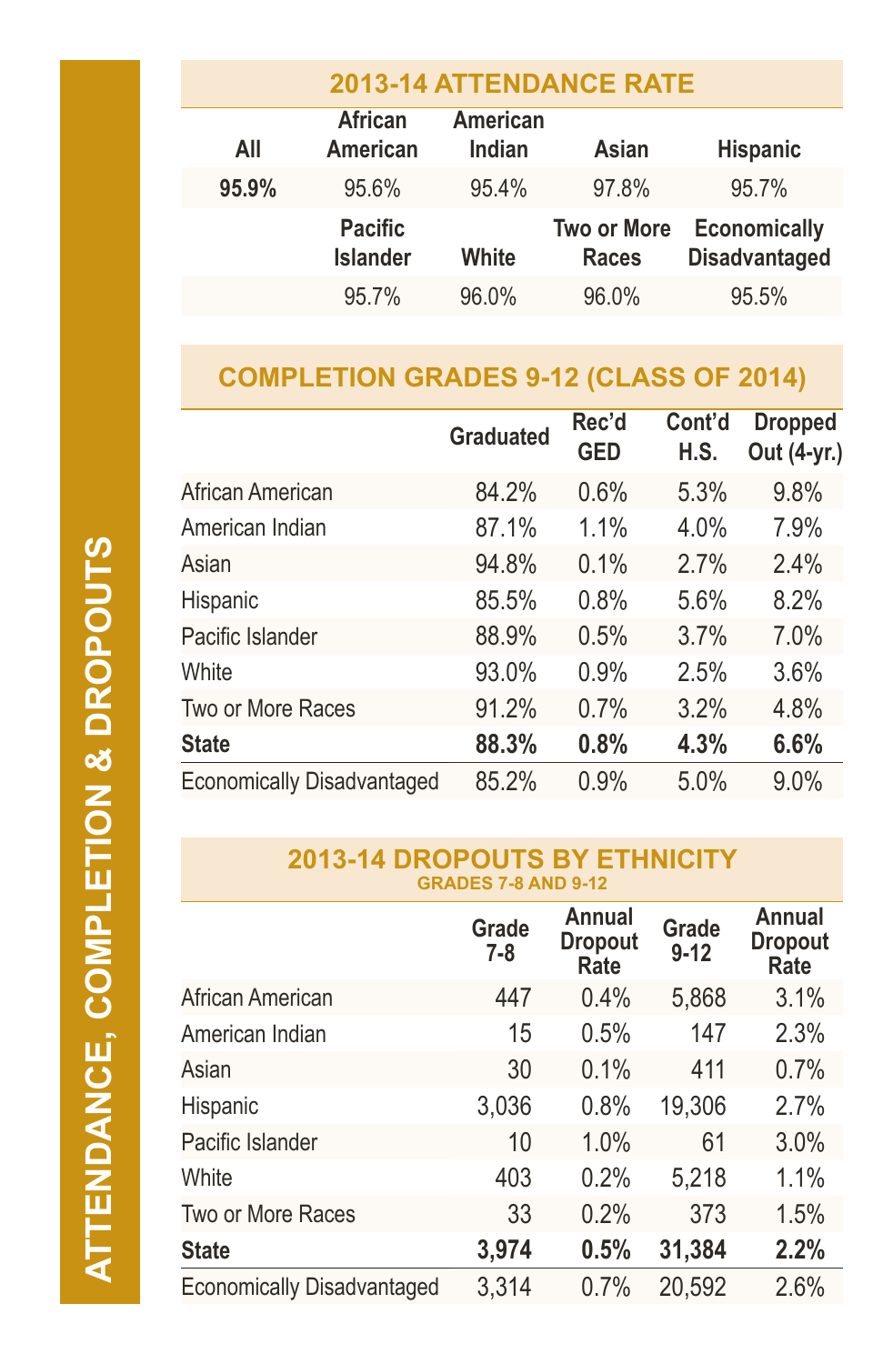# ATTENDANCE, COMPLETION & DROPOUTS

## 2013-14 ATTENDANCE RATE

| All | African American | American Indian | Asian | Hispanic |
|---|---|---|---|---|
| **95.9%** | 95.6% | 95.4% | 97.8% | 95.7% |

| | Pacific Islander | White | Two or More Races | Economically Disadvantaged |
|---|---|---|---|---|
| | 95.7% | 96.0% | 96.0% | 95.5% |

## COMPLETION GRADES 9-12 (CLASS OF 2014)

| | Graduated | Rec'd GED | Cont'd H.S. | Dropped Out (4-yr.) |
|---|---|---|---|---|
| African American | 84.2% | 0.6% | 5.3% | 9.8% |
| American Indian | 87.1% | 1.1% | 4.0% | 7.9% |
| Asian | 94.8% | 0.1% | 2.7% | 2.4% |
| Hispanic | 85.5% | 0.8% | 5.6% | 8.2% |
| Pacific Islander | 88.9% | 0.5% | 3.7% | 7.0% |
| White | 93.0% | 0.9% | 2.5% | 3.6% |
| Two or More Races | 91.2% | 0.7% | 3.2% | 4.8% |
| **State** | **88.3%** | **0.8%** | **4.3%** | **6.6%** |
| Economically Disadvantaged | 85.2% | 0.9% | 5.0% | 9.0% |

## 2013-14 DROPOUTS BY ETHNICITY

### GRADES 7-8 AND 9-12

| | Grade 7-8 | Annual Dropout Rate | Grade 9-12 | Annual Dropout Rate |
|---|---|---|---|---|
| African American | 447 | 0.4% | 5,868 | 3.1% |
| American Indian | 15 | 0.5% | 147 | 2.3% |
| Asian | 30 | 0.1% | 411 | 0.7% |
| Hispanic | 3,036 | 0.8% | 19,306 | 2.7% |
| Pacific Islander | 10 | 1.0% | 61 | 3.0% |
| White | 403 | 0.2% | 5,218 | 1.1% |
| Two or More Races | 33 | 0.2% | 373 | 1.5% |
| **State** | **3,974** | **0.5%** | **31,384** | **2.2%** |
| Economically Disadvantaged | 3,314 | 0.7% | 20,592 | 2.6% |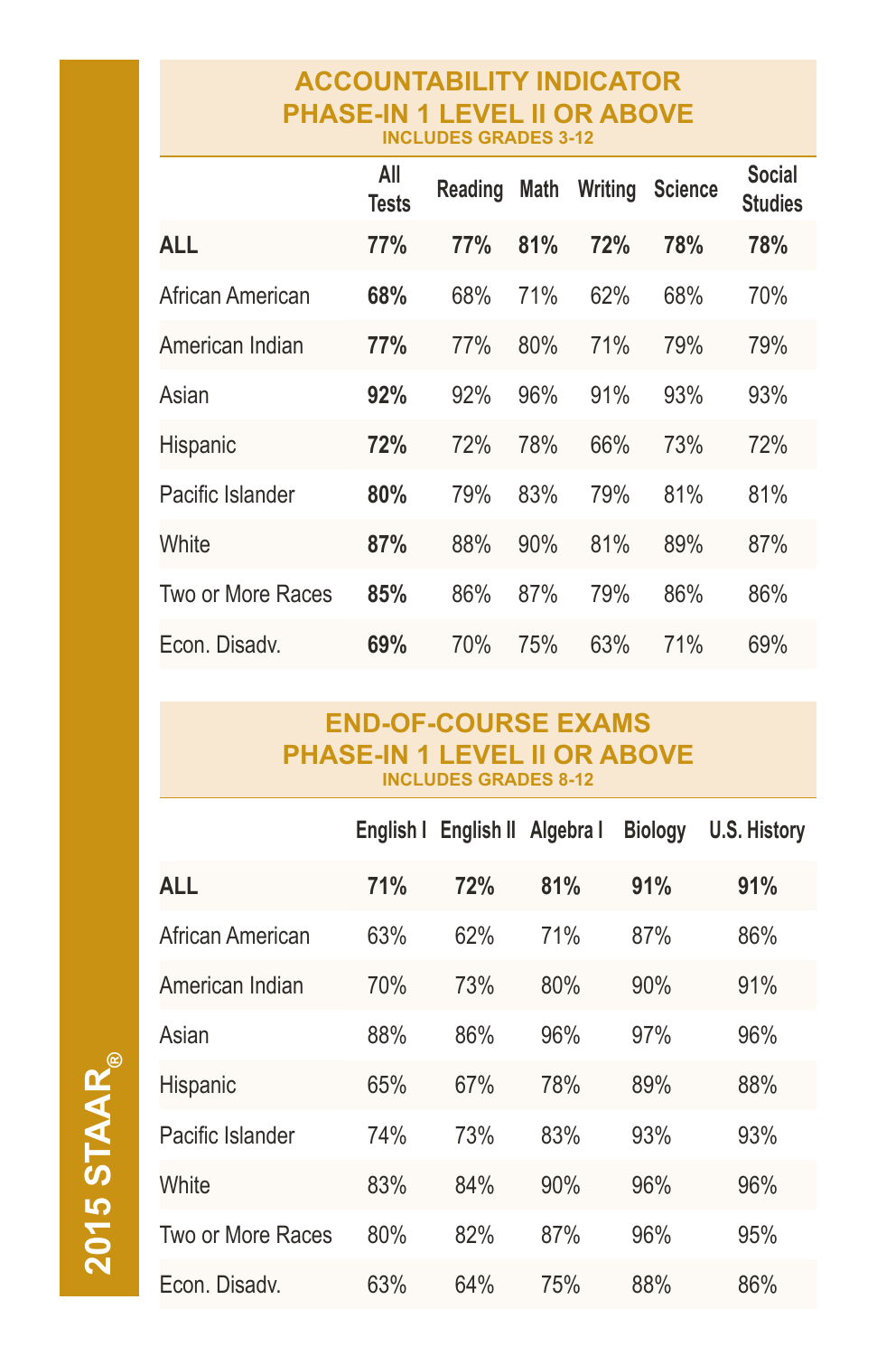## ACCOUNTABILITY INDICATOR PHASE-IN 1 LEVEL II OR ABOVE

INCLUDES GRADES 3-12

| | All Tests | Reading | Math | Writing | Science | Social Studies |
|---|---|---|---|---|---|---|
| **ALL** | **77%** | **77%** | **81%** | **72%** | **78%** | **78%** |
| African American | **68%** | 68% | 71% | 62% | 68% | 70% |
| American Indian | **77%** | 77% | 80% | 71% | 79% | 79% |
| Asian | **92%** | 92% | 96% | 91% | 93% | 93% |
| Hispanic | **72%** | 72% | 78% | 66% | 73% | 72% |
| Pacific Islander | **80%** | 79% | 83% | 79% | 81% | 81% |
| White | **87%** | 88% | 90% | 81% | 89% | 87% |
| Two or More Races | **85%** | 86% | 87% | 79% | 86% | 86% |
| Econ. Disadv. | **69%** | 70% | 75% | 63% | 71% | 69% |

## END-OF-COURSE EXAMS PHASE-IN 1 LEVEL II OR ABOVE

INCLUDES GRADES 8-12

| | English I | English II | Algebra I | Biology | U.S. History |
|---|---|---|---|---|---|
| **ALL** | **71%** | **72%** | **81%** | **91%** | **91%** |
| African American | 63% | 62% | 71% | 87% | 86% |
| American Indian | 70% | 73% | 80% | 90% | 91% |
| Asian | 88% | 86% | 96% | 97% | 96% |
| Hispanic | 65% | 67% | 78% | 89% | 88% |
| Pacific Islander | 74% | 73% | 83% | 93% | 93% |
| White | 83% | 84% | 90% | 96% | 96% |
| Two or More Races | 80% | 82% | 87% | 96% | 95% |
| Econ. Disadv. | 63% | 64% | 75% | 88% | 86% |

2015 STAAR®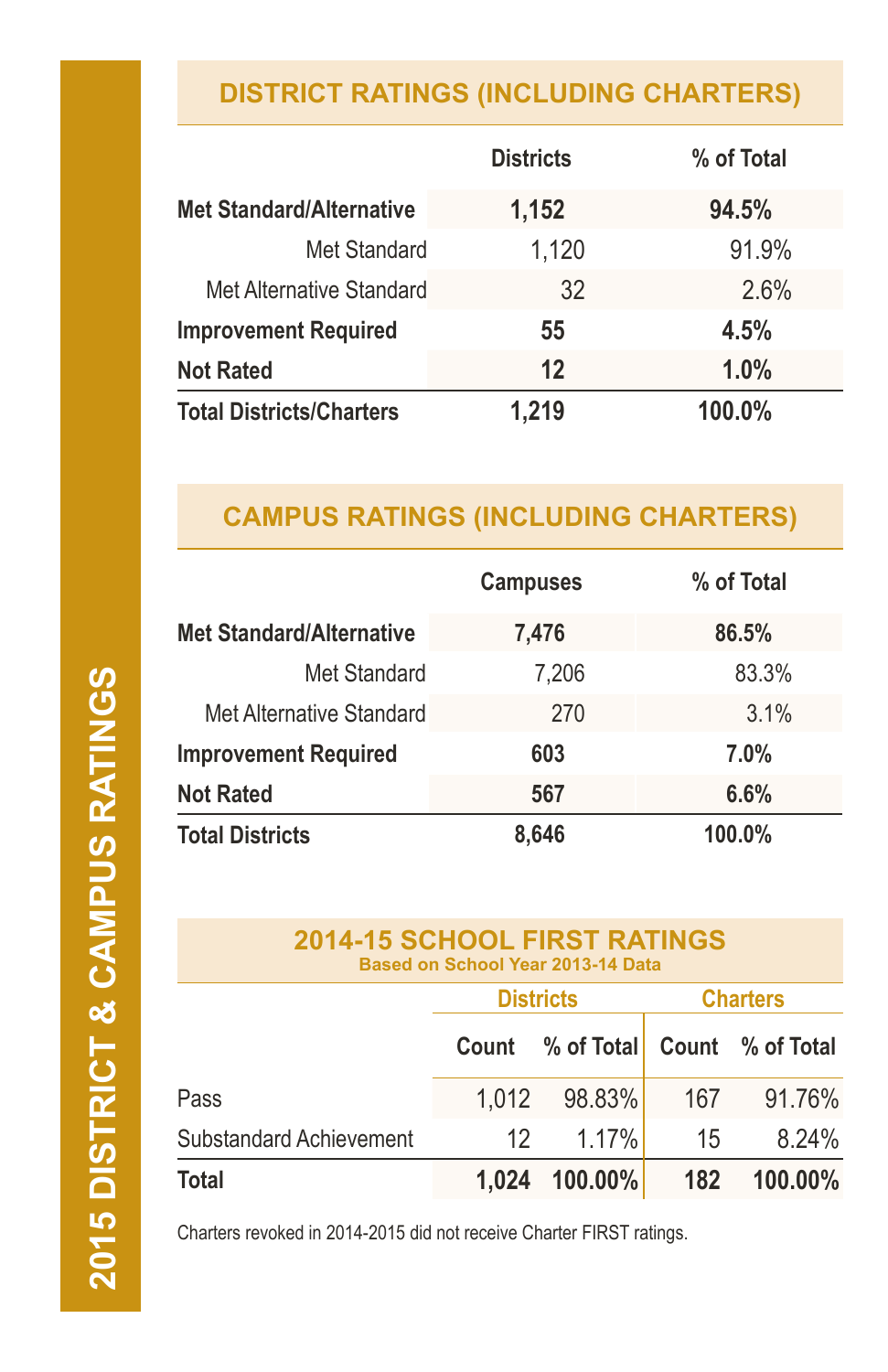# 2015 DISTRICT & CAMPUS RATINGS

## DISTRICT RATINGS (INCLUDING CHARTERS)

| | Districts | % of Total |
|---|---|---|
| **Met Standard/Alternative** | **1,152** | **94.5%** |
| Met Standard | 1,120 | 91.9% |
| Met Alternative Standard | 32 | 2.6% |
| **Improvement Required** | **55** | **4.5%** |
| **Not Rated** | **12** | **1.0%** |
| **Total Districts/Charters** | **1,219** | **100.0%** |

## CAMPUS RATINGS (INCLUDING CHARTERS)

| | Campuses | % of Total |
|---|---|---|
| **Met Standard/Alternative** | **7,476** | **86.5%** |
| Met Standard | 7,206 | 83.3% |
| Met Alternative Standard | 270 | 3.1% |
| **Improvement Required** | **603** | **7.0%** |
| **Not Rated** | **567** | **6.6%** |
| **Total Districts** | **8,646** | **100.0%** |

## 2014-15 SCHOOL FIRST RATINGS

**Based on School Year 2013-14 Data**

| | Districts | | Charters | |
|---|---|---|---|---|
| | Count | % of Total | Count | % of Total |
| Pass | 1,012 | 98.83% | 167 | 91.76% |
| Substandard Achievement | 12 | 1.17% | 15 | 8.24% |
| **Total** | **1,024** | **100.00%** | **182** | **100.00%** |

Charters revoked in 2014-2015 did not receive Charter FIRST ratings.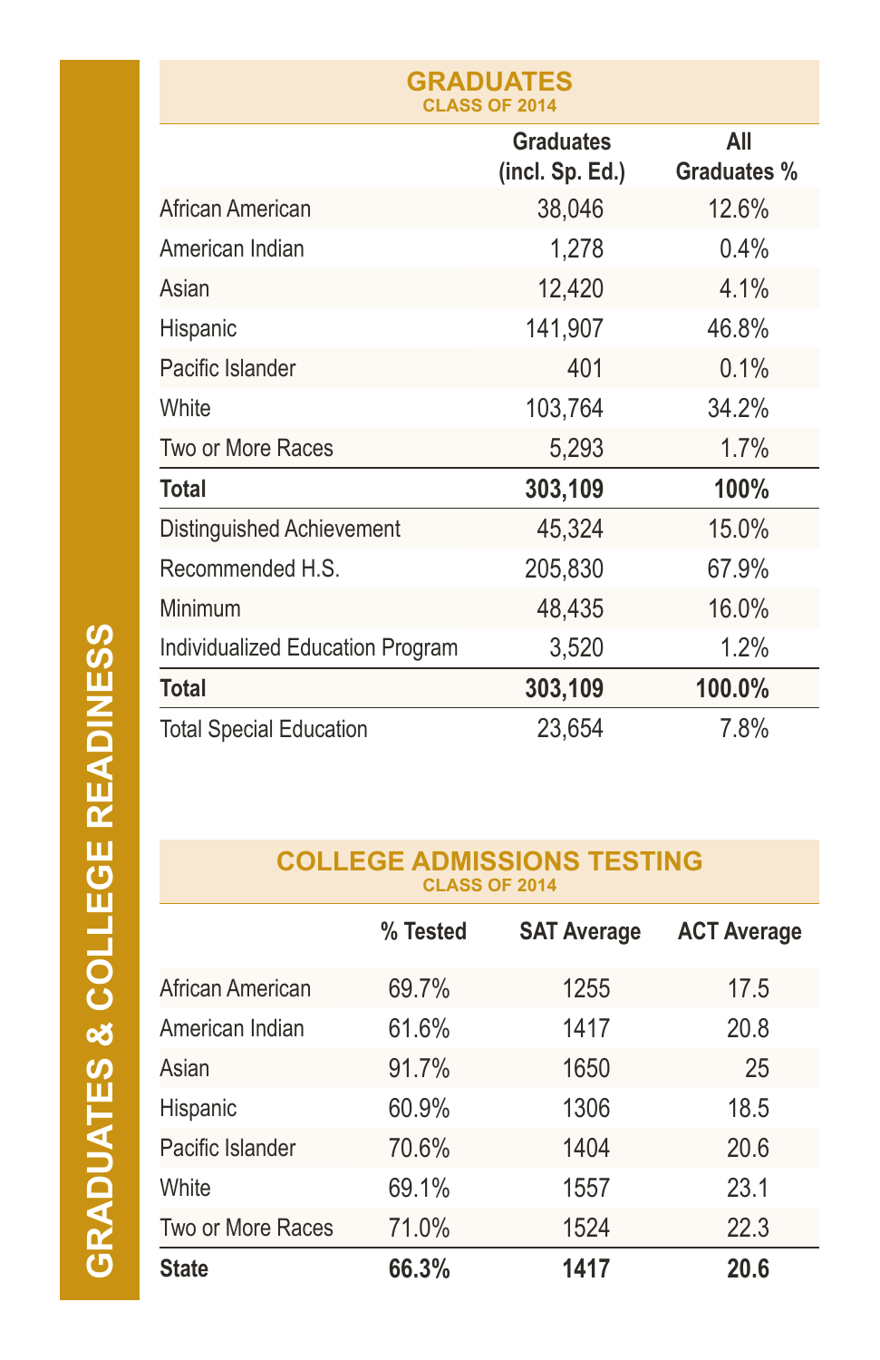# GRADUATES & COLLEGE READINESS

## GRADUATES
### CLASS OF 2014

| | Graduates (incl. Sp. Ed.) | All Graduates % |
|---|---|---|
| African American | 38,046 | 12.6% |
| American Indian | 1,278 | 0.4% |
| Asian | 12,420 | 4.1% |
| Hispanic | 141,907 | 46.8% |
| Pacific Islander | 401 | 0.1% |
| White | 103,764 | 34.2% |
| Two or More Races | 5,293 | 1.7% |
| **Total** | **303,109** | **100%** |
| Distinguished Achievement | 45,324 | 15.0% |
| Recommended H.S. | 205,830 | 67.9% |
| Minimum | 48,435 | 16.0% |
| Individualized Education Program | 3,520 | 1.2% |
| **Total** | **303,109** | **100.0%** |
| Total Special Education | 23,654 | 7.8% |

## COLLEGE ADMISSIONS TESTING
### CLASS OF 2014

| | % Tested | SAT Average | ACT Average |
|---|---|---|---|
| African American | 69.7% | 1255 | 17.5 |
| American Indian | 61.6% | 1417 | 20.8 |
| Asian | 91.7% | 1650 | 25 |
| Hispanic | 60.9% | 1306 | 18.5 |
| Pacific Islander | 70.6% | 1404 | 20.6 |
| White | 69.1% | 1557 | 23.1 |
| Two or More Races | 71.0% | 1524 | 22.3 |
| **State** | **66.3%** | **1417** | **20.6** |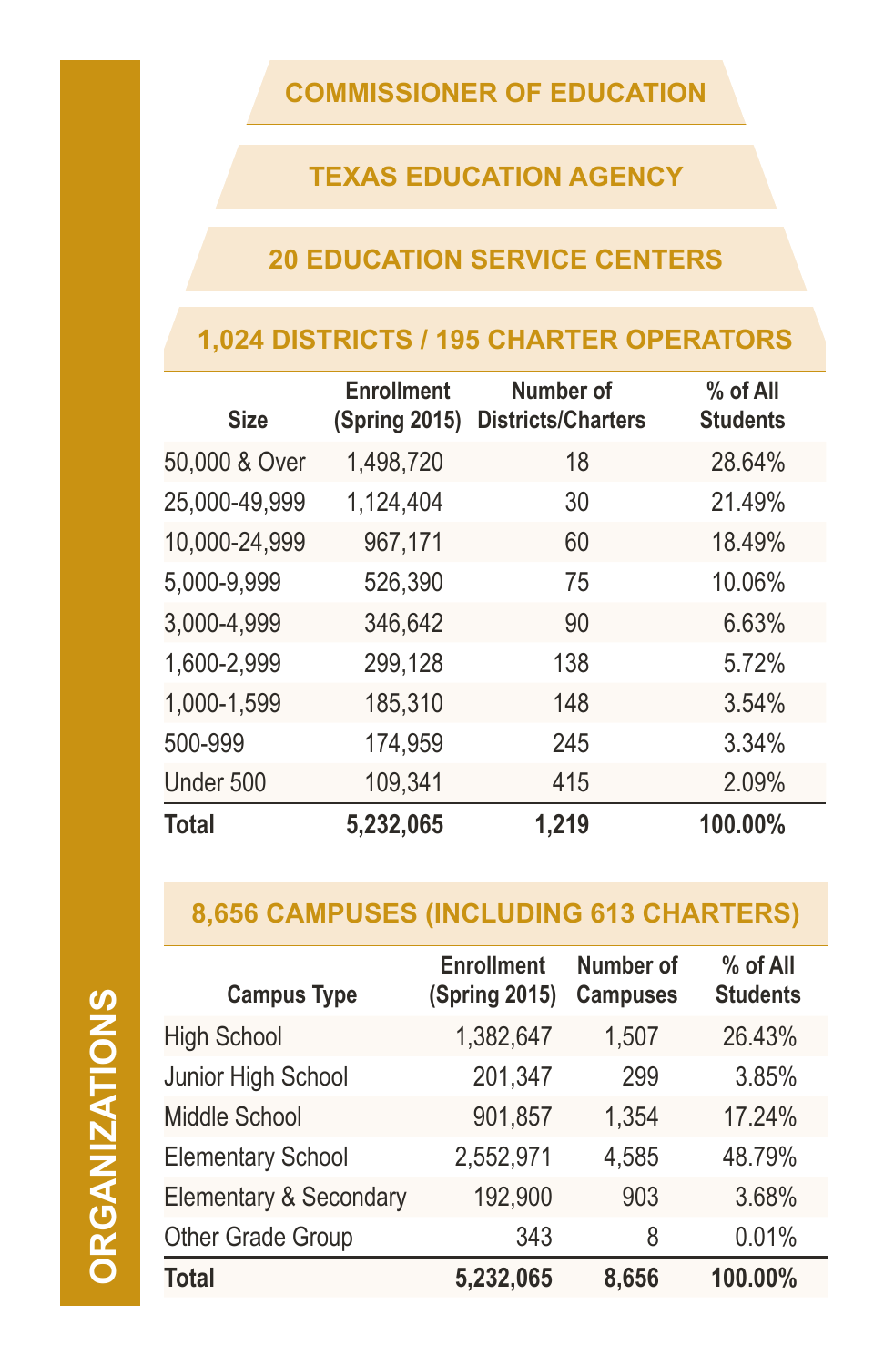# ORGANIZATIONS

## COMMISSIONER OF EDUCATION

## TEXAS EDUCATION AGENCY

## 20 EDUCATION SERVICE CENTERS

## 1,024 DISTRICTS / 195 CHARTER OPERATORS

| Size | Enrollment (Spring 2015) | Number of Districts/Charters | % of All Students |
|---|---|---|---|
| 50,000 & Over | 1,498,720 | 18 | 28.64% |
| 25,000-49,999 | 1,124,404 | 30 | 21.49% |
| 10,000-24,999 | 967,171 | 60 | 18.49% |
| 5,000-9,999 | 526,390 | 75 | 10.06% |
| 3,000-4,999 | 346,642 | 90 | 6.63% |
| 1,600-2,999 | 299,128 | 138 | 5.72% |
| 1,000-1,599 | 185,310 | 148 | 3.54% |
| 500-999 | 174,959 | 245 | 3.34% |
| Under 500 | 109,341 | 415 | 2.09% |
| **Total** | **5,232,065** | **1,219** | **100.00%** |

## 8,656 CAMPUSES (INCLUDING 613 CHARTERS)

| Campus Type | Enrollment (Spring 2015) | Number of Campuses | % of All Students |
|---|---|---|---|
| High School | 1,382,647 | 1,507 | 26.43% |
| Junior High School | 201,347 | 299 | 3.85% |
| Middle School | 901,857 | 1,354 | 17.24% |
| Elementary School | 2,552,971 | 4,585 | 48.79% |
| Elementary & Secondary | 192,900 | 903 | 3.68% |
| Other Grade Group | 343 | 8 | 0.01% |
| **Total** | **5,232,065** | **8,656** | **100.00%** |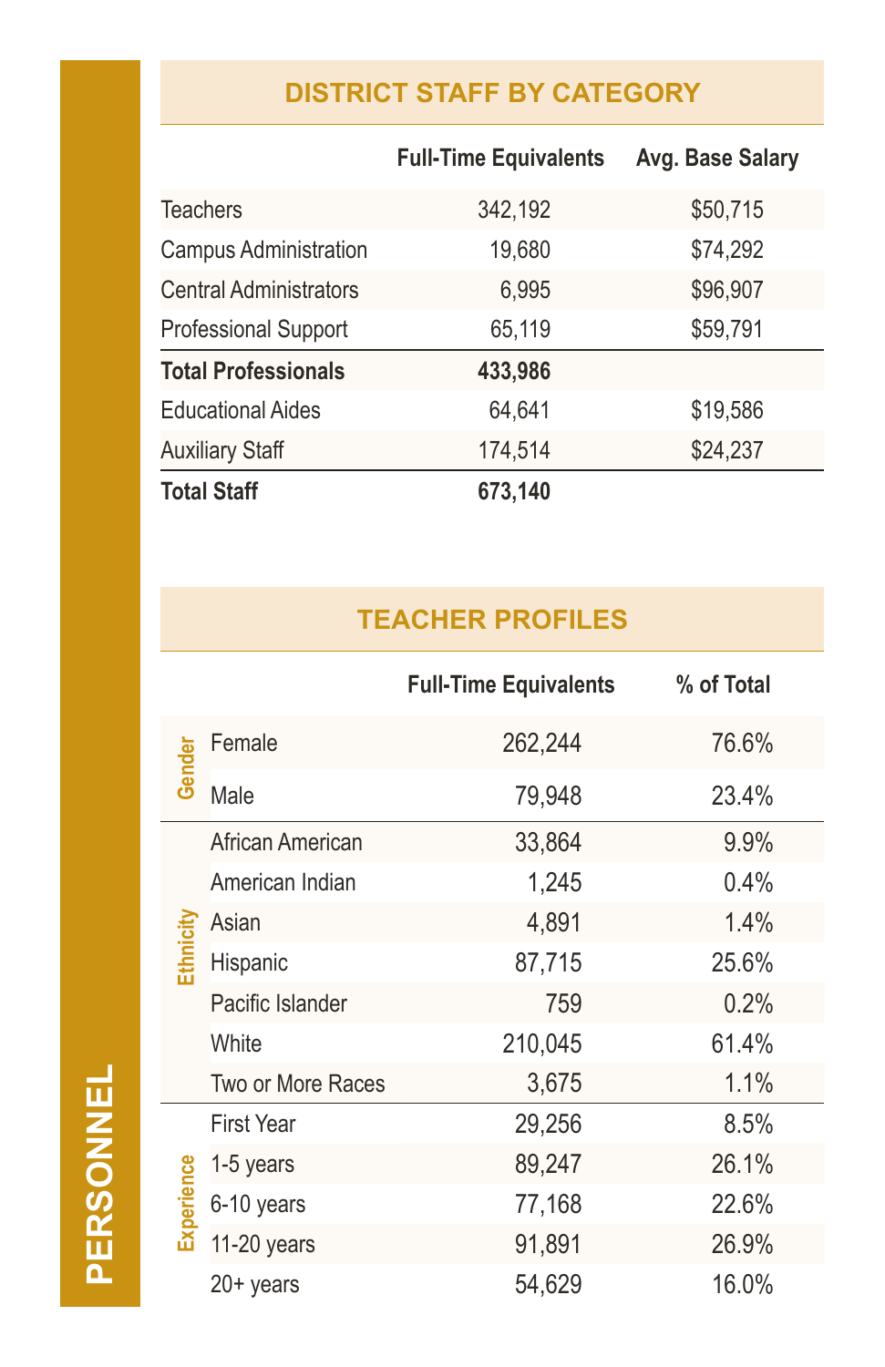# PERSONNEL

## DISTRICT STAFF BY CATEGORY

| | Full-Time Equivalents | Avg. Base Salary |
|---|---|---|
| Teachers | 342,192 | $50,715 |
| Campus Administration | 19,680 | $74,292 |
| Central Administrators | 6,995 | $96,907 |
| Professional Support | 65,119 | $59,791 |
| **Total Professionals** | **433,986** | |
| Educational Aides | 64,641 | $19,586 |
| Auxiliary Staff | 174,514 | $24,237 |
| **Total Staff** | **673,140** | |

## TEACHER PROFILES

| | | Full-Time Equivalents | % of Total |
|---|---|---|---|
| Gender | Female | 262,244 | 76.6% |
| | Male | 79,948 | 23.4% |
| Ethnicity | African American | 33,864 | 9.9% |
| | American Indian | 1,245 | 0.4% |
| | Asian | 4,891 | 1.4% |
| | Hispanic | 87,715 | 25.6% |
| | Pacific Islander | 759 | 0.2% |
| | White | 210,045 | 61.4% |
| | Two or More Races | 3,675 | 1.1% |
| Experience | First Year | 29,256 | 8.5% |
| | 1-5 years | 89,247 | 26.1% |
| | 6-10 years | 77,168 | 22.6% |
| | 11-20 years | 91,891 | 26.9% |
| | 20+ years | 54,629 | 16.0% |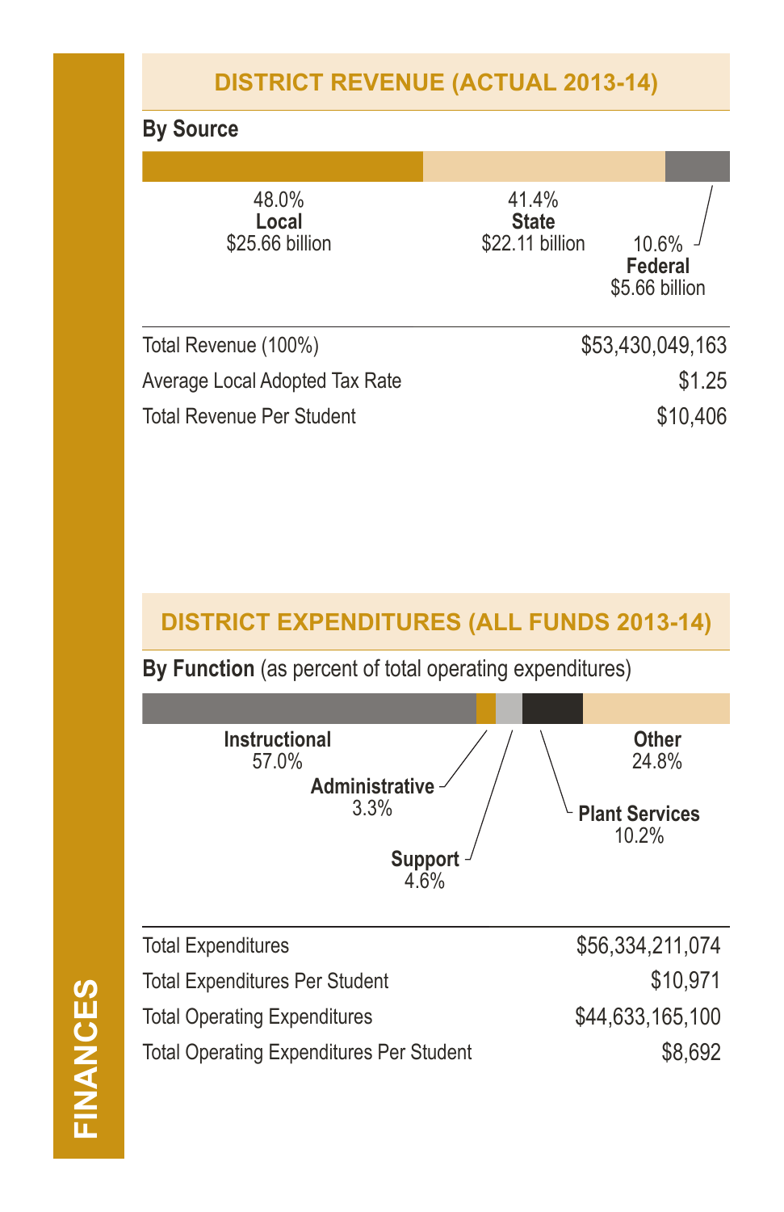# FINANCES

## DISTRICT REVENUE (ACTUAL 2013-14)

**By Source**

48.0%
**Local**
$25.66 billion

41.4%
**State**
$22.11 billion

10.6%
**Federal**
$5.66 billion

| | |
|---|---|
| Total Revenue (100%) | $53,430,049,163 |
| Average Local Adopted Tax Rate | $1.25 |
| Total Revenue Per Student | $10,406 |

## DISTRICT EXPENDITURES (ALL FUNDS 2013-14)

**By Function** (as percent of total operating expenditures)

**Instructional**
57.0%

**Administrative**
3.3%

**Support**
4.6%

**Plant Services**
10.2%

**Other**
24.8%

| | |
|---|---|
| Total Expenditures | $56,334,211,074 |
| Total Expenditures Per Student | $10,971 |
| Total Operating Expenditures | $44,633,165,100 |
| Total Operating Expenditures Per Student | $8,692 |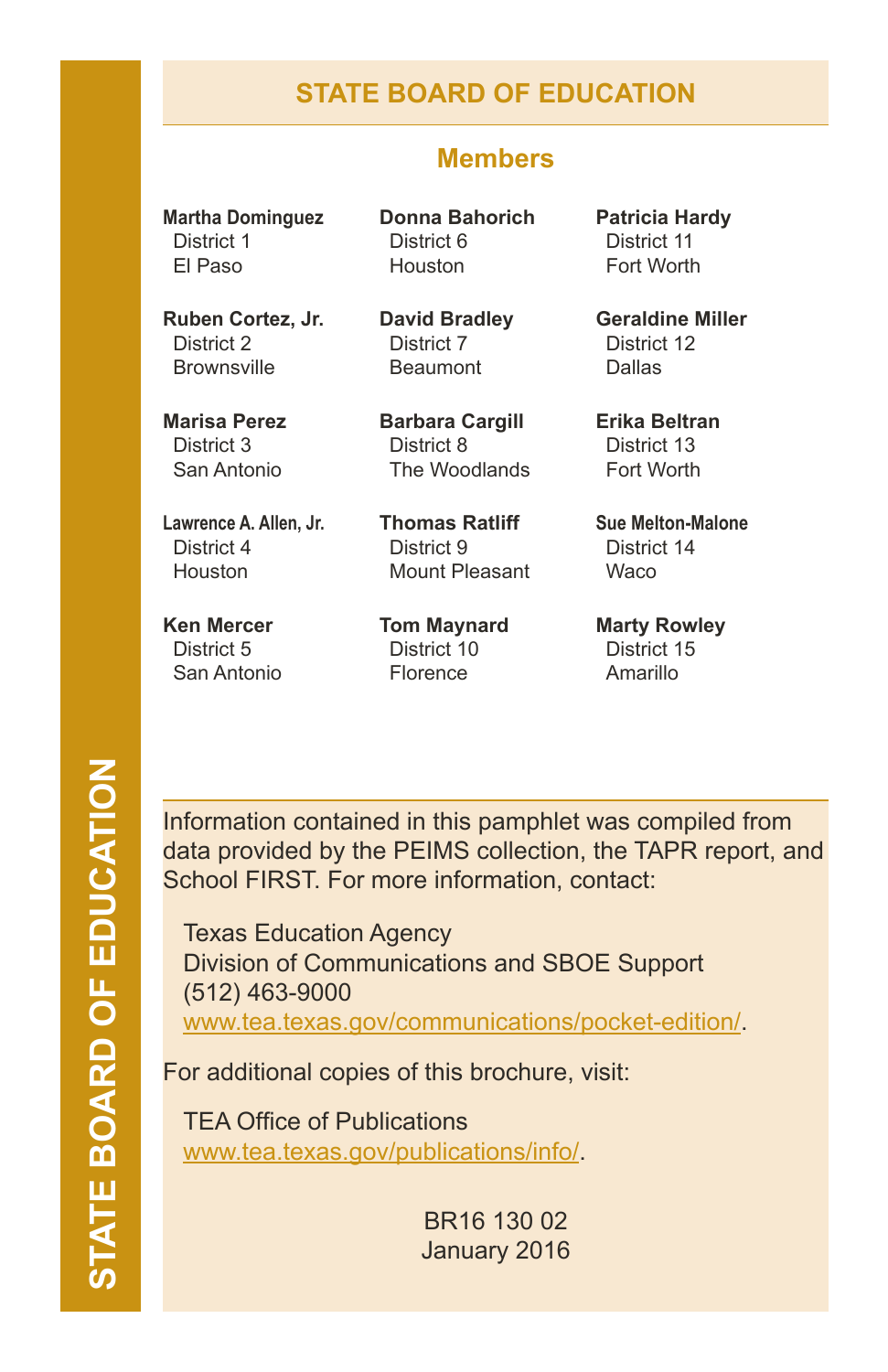# STATE BOARD OF EDUCATION

## Members

**Martha Dominguez**
District 1
El Paso

**Ruben Cortez, Jr.**
District 2
Brownsville

**Marisa Perez**
District 3
San Antonio

**Lawrence A. Allen, Jr.**
District 4
Houston

**Ken Mercer**
District 5
San Antonio

**Donna Bahorich**
District 6
Houston

**David Bradley**
District 7
Beaumont

**Barbara Cargill**
District 8
The Woodlands

**Thomas Ratliff**
District 9
Mount Pleasant

**Tom Maynard**
District 10
Florence

**Patricia Hardy**
District 11
Fort Worth

**Geraldine Miller**
District 12
Dallas

**Erika Beltran**
District 13
Fort Worth

**Sue Melton-Malone**
District 14
Waco

**Marty Rowley**
District 15
Amarillo

Information contained in this pamphlet was compiled from data provided by the PEIMS collection, the TAPR report, and School FIRST. For more information, contact:

Texas Education Agency
Division of Communications and SBOE Support
(512) 463-9000
www.tea.texas.gov/communications/pocket-edition/.

For additional copies of this brochure, visit:

TEA Office of Publications
www.tea.texas.gov/publications/info/.

BR16 130 02
January 2016